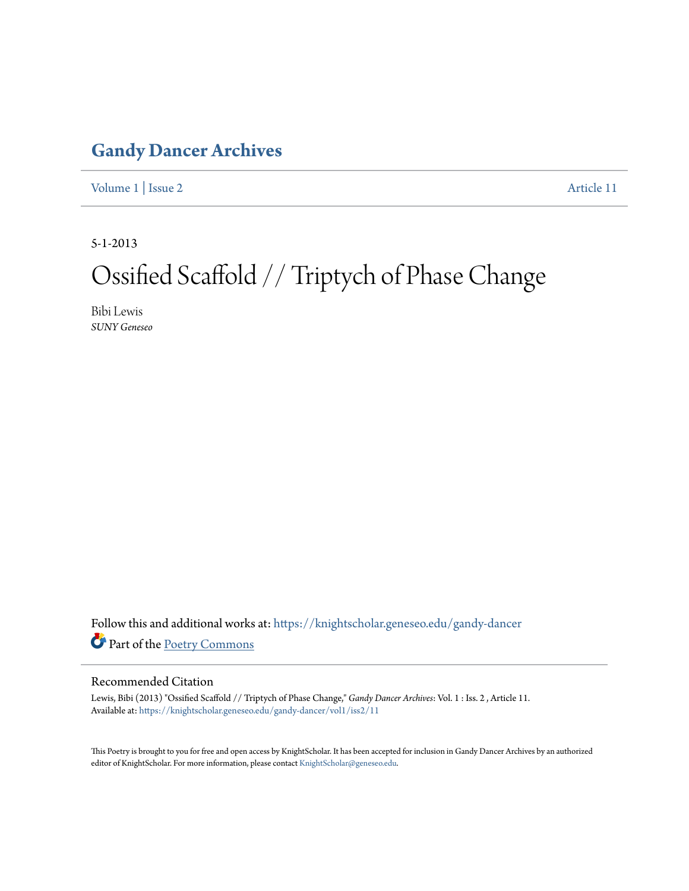# Gandy Dancer Archives

Volume 1 | Issue 2 Article 11

5-1-2013

# Ossified Scaffold // Triptych of Phase Change

Bibi Lewis
*SUNY Geneseo*

Follow this and additional works at: https://knightscholar.geneseo.edu/gandy-dancer

Part of the Poetry Commons

## Recommended Citation

Lewis, Bibi (2013) "Ossified Scaffold // Triptych of Phase Change," *Gandy Dancer Archives*: Vol. 1 : Iss. 2 , Article 11.
Available at: https://knightscholar.geneseo.edu/gandy-dancer/vol1/iss2/11

This Poetry is brought to you for free and open access by KnightScholar. It has been accepted for inclusion in Gandy Dancer Archives by an authorized editor of KnightScholar. For more information, please contact KnightScholar@geneseo.edu.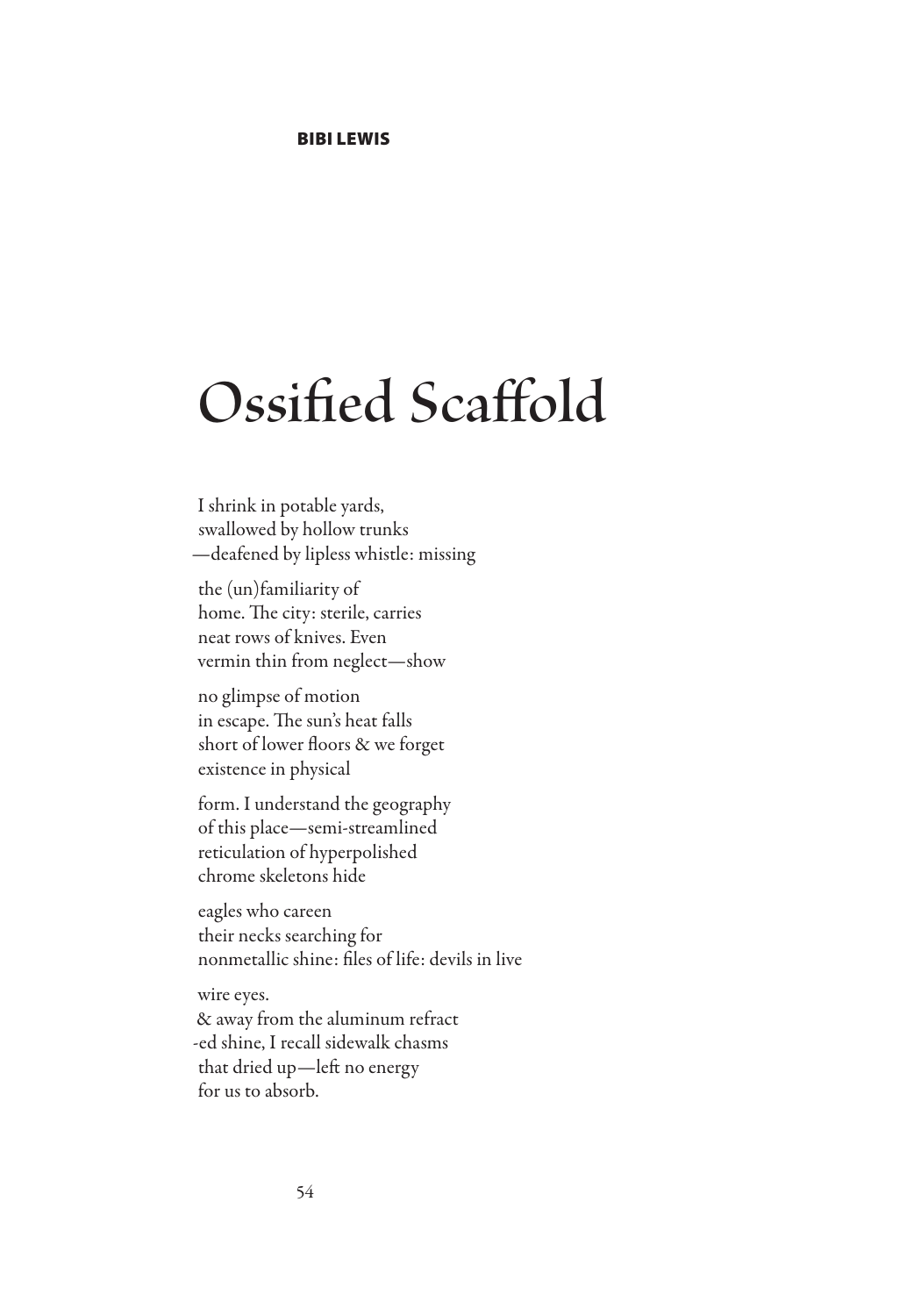**BIBI LEWIS**

# Ossified Scaffold

I shrink in potable yards,  
swallowed by hollow trunks  
—deafened by lipless whistle: missing

the (un)familiarity of  
home. The city: sterile, carries  
neat rows of knives. Even  
vermin thin from neglect—show

no glimpse of motion  
in escape. The sun's heat falls  
short of lower floors & we forget  
existence in physical

form. I understand the geography  
of this place—semi-streamlined  
reticulation of hyperpolished  
chrome skeletons hide

eagles who careen  
their necks searching for  
nonmetallic shine: files of life: devils in live

wire eyes.  
& away from the aluminum refract  
-ed shine, I recall sidewalk chasms  
that dried up—left no energy  
for us to absorb.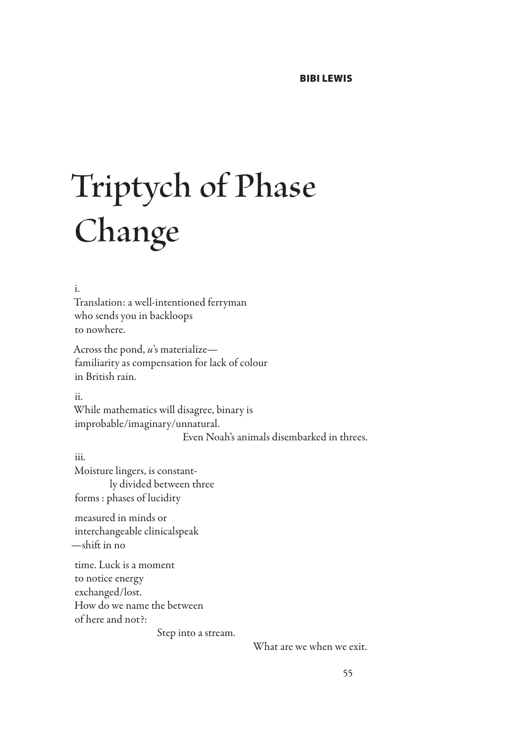BIBI LEWIS

# Triptych of Phase Change

i.
Translation: a well-intentioned ferryman
who sends you in backloops
to nowhere.

Across the pond, *u*'s materialize—
familiarity as compensation for lack of colour
in British rain.

ii.
While mathematics will disagree, binary is
improbable/imaginary/unnatural.
Even Noah's animals disembarked in threes.

iii.
Moisture lingers, is constant-
ly divided between three
forms : phases of lucidity

measured in minds or
interchangeable clinicalspeak
—shift in no

time. Luck is a moment
to notice energy
exchanged/lost.
How do we name the between
of here and not?:
Step into a stream.
What are we when we exit.